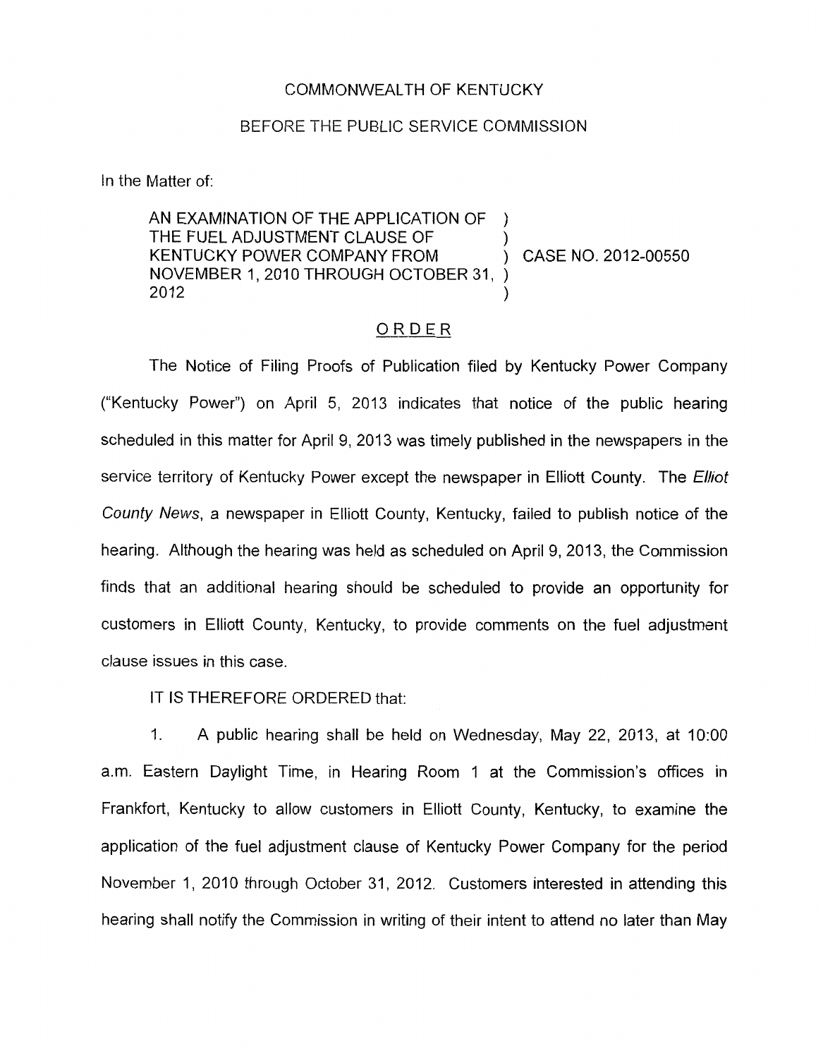COMMONWEALTH OF KENTUCKY

BEFORE THE PUBLIC SERVICE COMMISSION

In the Matter of:

AN EXAMINATION OF THE APPLICATION OF THE FUEL ADJUSTMENT CLAUSE OF KENTUCKY POWER COMPANY FROM NOVEMBER 1, 2010 THROUGH OCTOBER 31, 2012 ) CASE NO. 2012-00550

ORDER

The Notice of Filing Proofs of Publication filed by Kentucky Power Company ("Kentucky Power") on April 5, 2013 indicates that notice of the public hearing scheduled in this matter for April 9, 2013 was timely published in the newspapers in the service territory of Kentucky Power except the newspaper in Elliott County. The *Elliot County News*, a newspaper in Elliott County, Kentucky, failed to publish notice of the hearing. Although the hearing was held as scheduled on April 9, 2013, the Commission finds that an additional hearing should be scheduled to provide an opportunity for customers in Elliott County, Kentucky, to provide comments on the fuel adjustment clause issues in this case.

IT IS THEREFORE ORDERED that:

1. A public hearing shall be held on Wednesday, May 22, 2013, at 10:00 a.m. Eastern Daylight Time, in Hearing Room 1 at the Commission's offices in Frankfort, Kentucky to allow customers in Elliott County, Kentucky, to examine the application of the fuel adjustment clause of Kentucky Power Company for the period November 1, 2010 through October 31, 2012. Customers interested in attending this hearing shall notify the Commission in writing of their intent to attend no later than May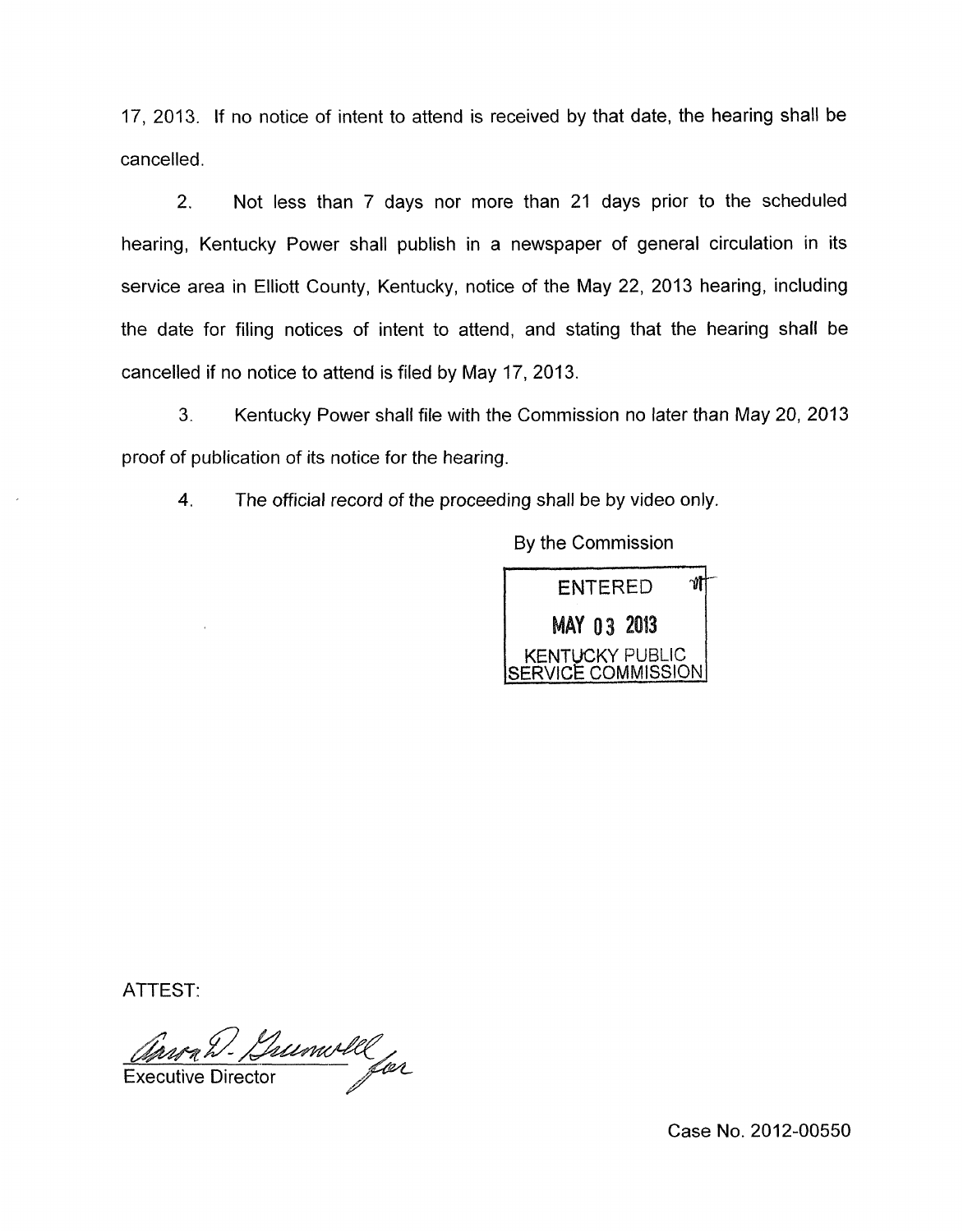17, 2013. If no notice of intent to attend is received by that date, the hearing shall be cancelled.

2. Not less than 7 days nor more than 21 days prior to the scheduled hearing, Kentucky Power shall publish in a newspaper of general circulation in its service area in Elliott County, Kentucky, notice of the May 22, 2013 hearing, including the date for filing notices of intent to attend, and stating that the hearing shall be cancelled if no notice to attend is filed by May 17, 2013.

3. Kentucky Power shall file with the Commission no later than May 20, 2013 proof of publication of its notice for the hearing.

4. The official record of the proceeding shall be by video only.

By the Commission

ENTERED
MAY 03 2013
KENTUCKY PUBLIC SERVICE COMMISSION

ATTEST:

Executive Director

Case No. 2012-00550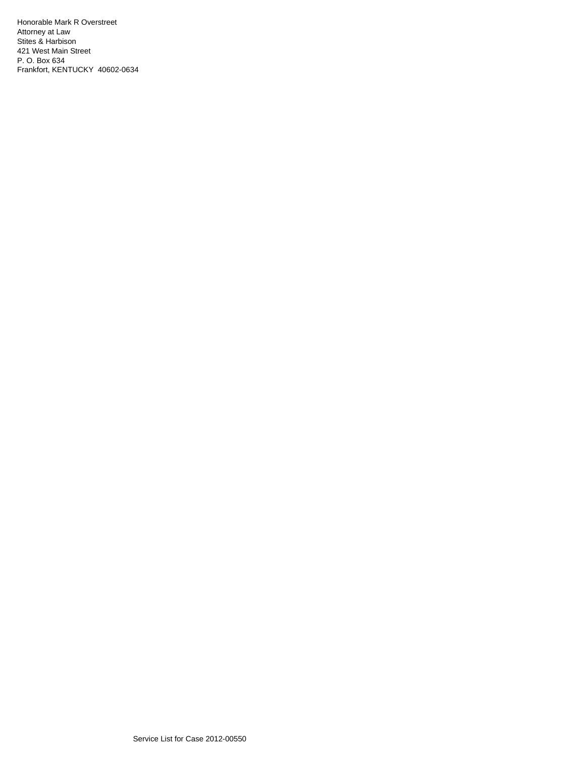Honorable Mark R Overstreet
Attorney at Law
Stites & Harbison
421 West Main Street
P. O. Box 634
Frankfort, KENTUCKY 40602-0634

Service List for Case 2012-00550